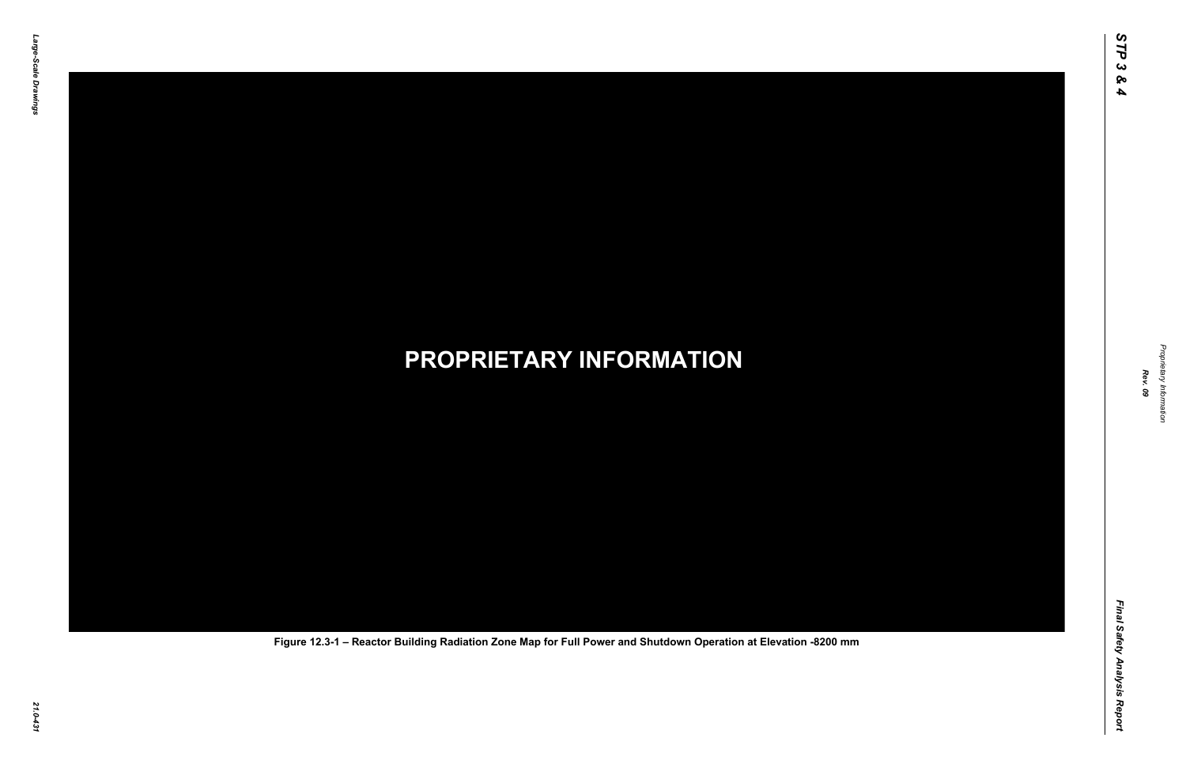PROPRIETARY INFORMATION

Figure 12.3-1 – Reactor Building Radiation Zone Map for Full Power and Shutdown Operation at Elevation -8200 mm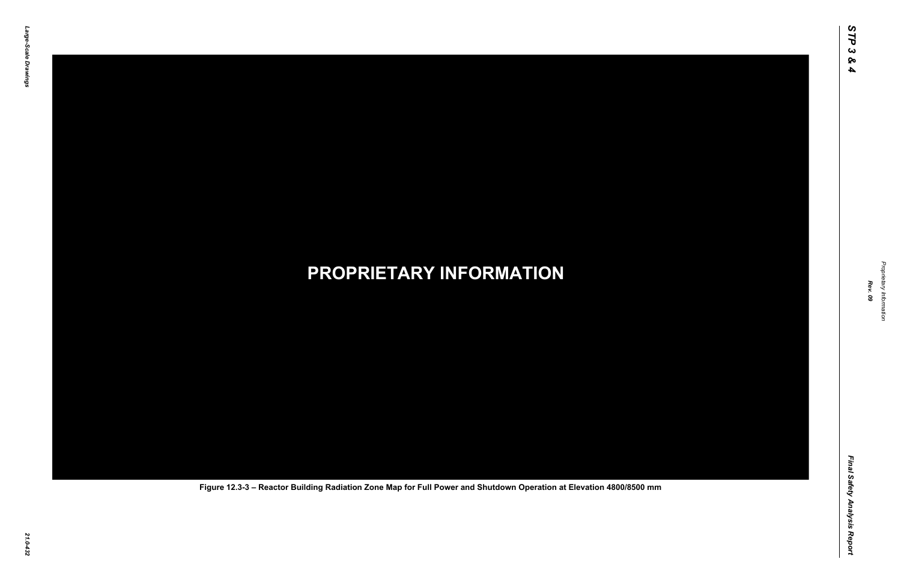PROPRIETARY INFORMATION

Figure 12.3-3 – Reactor Building Radiation Zone Map for Full Power and Shutdown Operation at Elevation 4800/8500 mm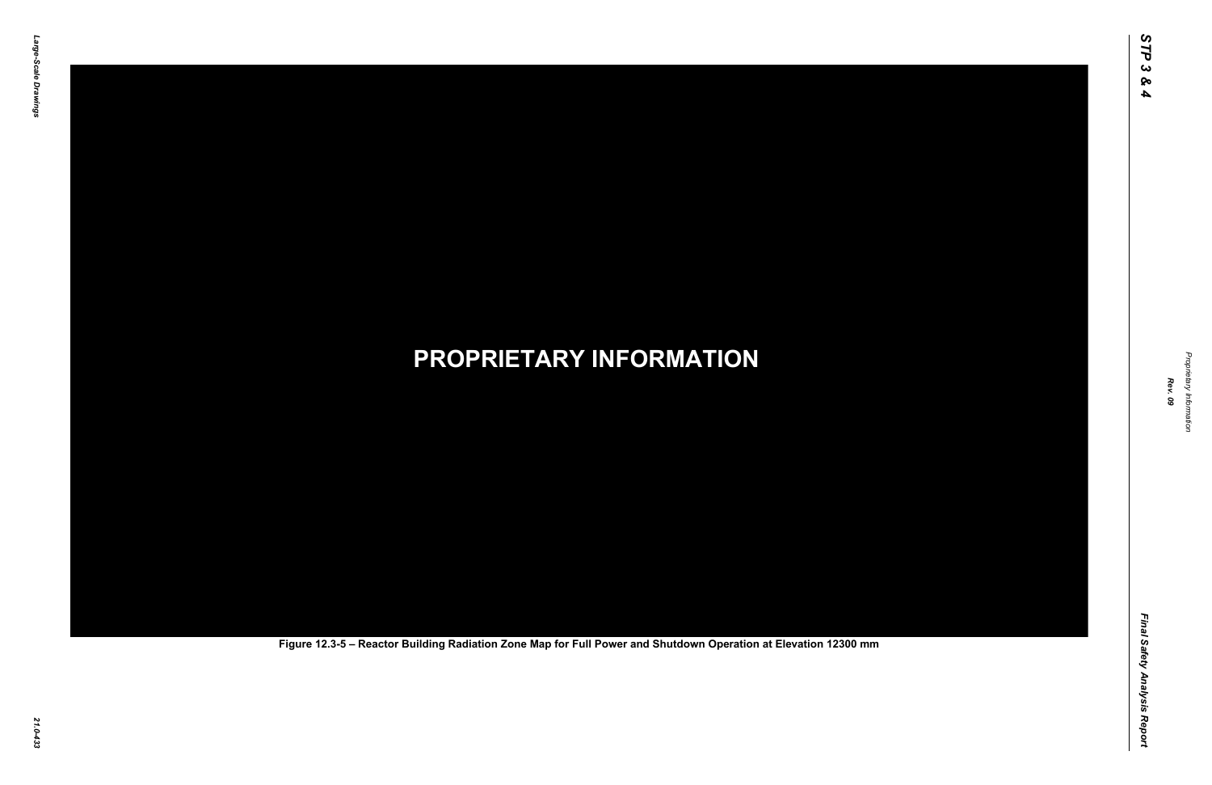**PROPRIETARY INFORMATION**

Figure 12.3-5 – Reactor Building Radiation Zone Map for Full Power and Shutdown Operation at Elevation 12300 mm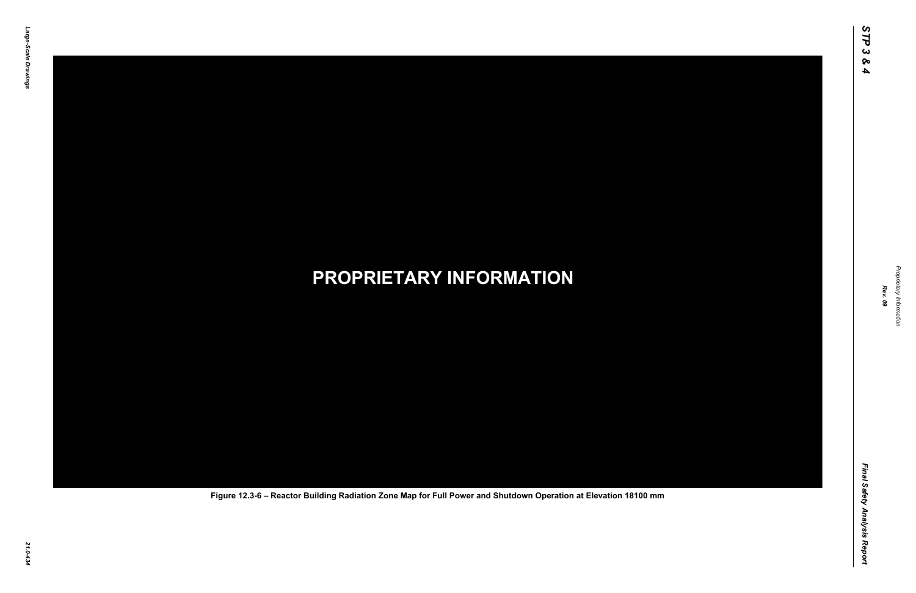**PROPRIETARY INFORMATION**

Figure 12.3-6 – Reactor Building Radiation Zone Map for Full Power and Shutdown Operation at Elevation 18100 mm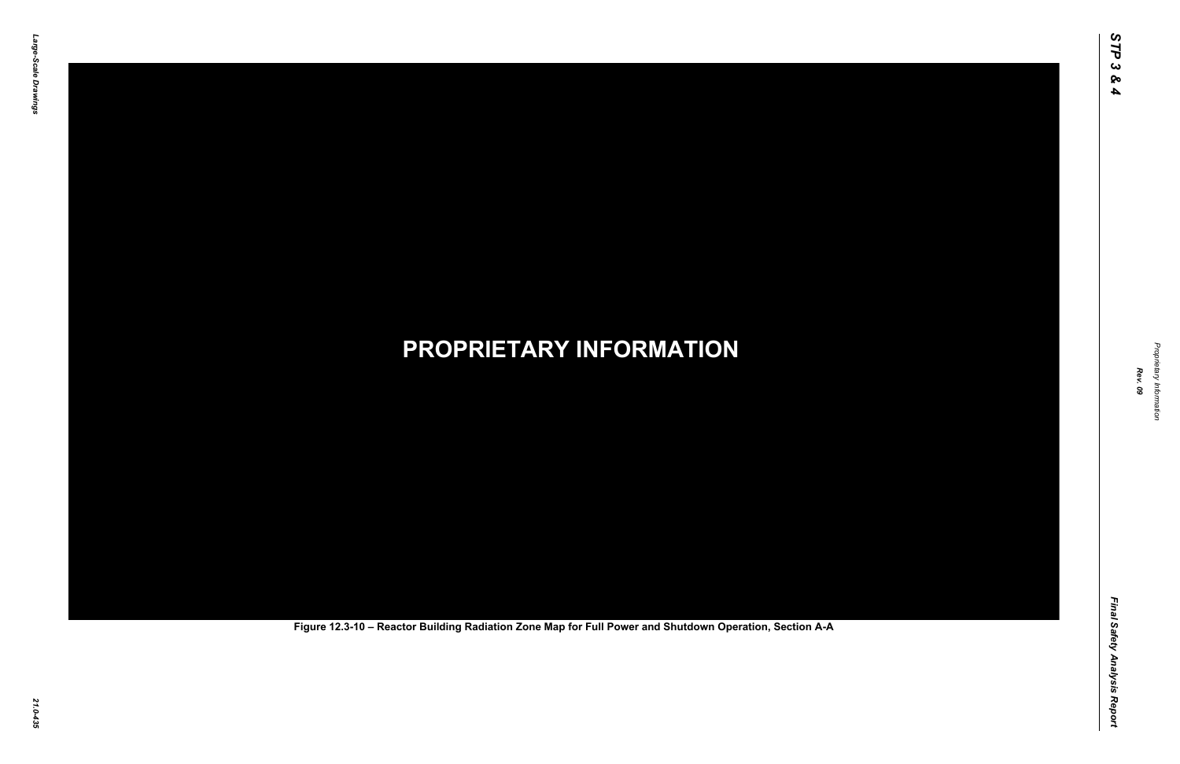**PROPRIETARY INFORMATION**

Figure 12.3-10 – Reactor Building Radiation Zone Map for Full Power and Shutdown Operation, Section A-A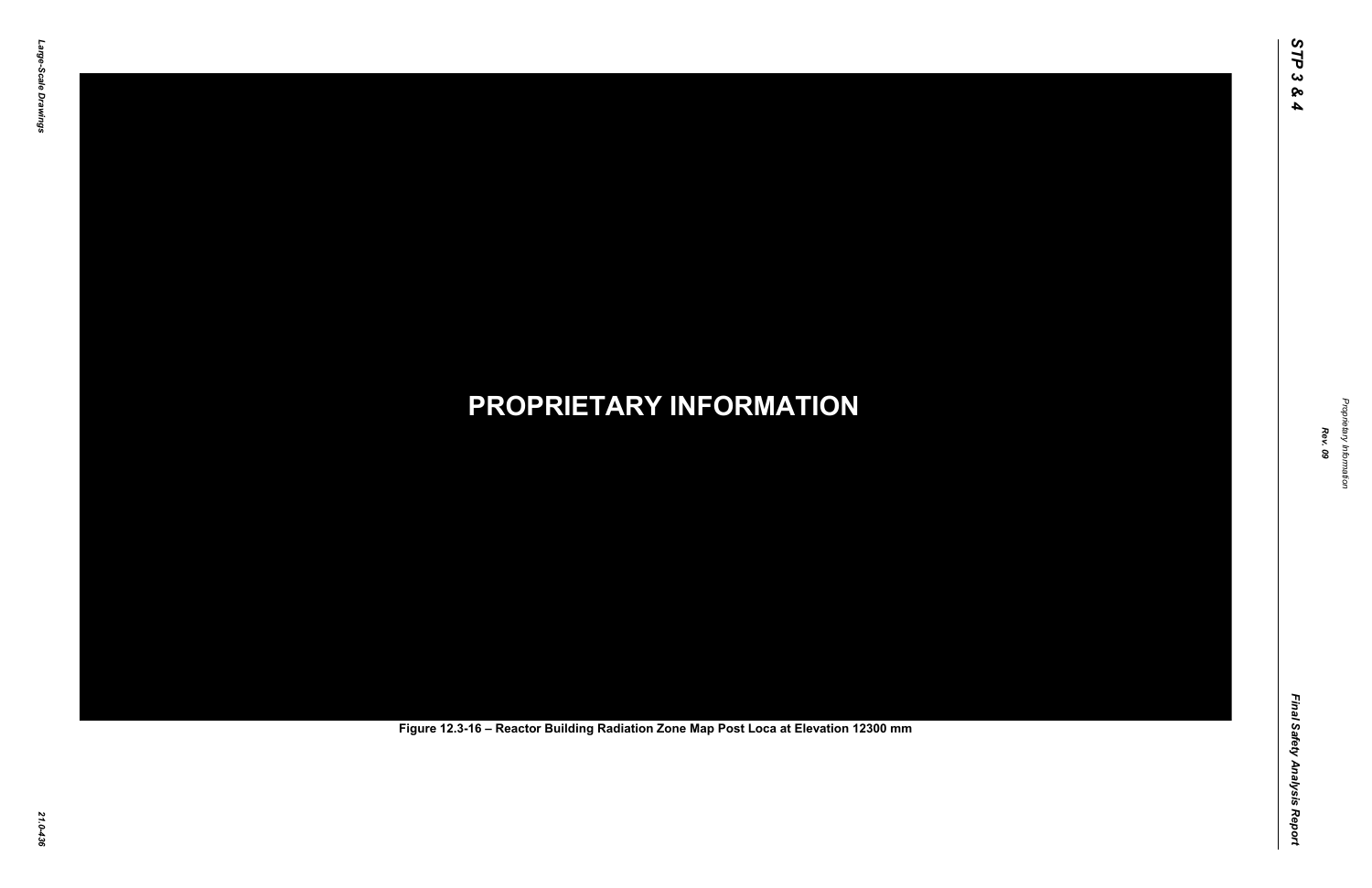**PROPRIETARY INFORMATION**

Figure 12.3-16 – Reactor Building Radiation Zone Map Post Loca at Elevation 12300 mm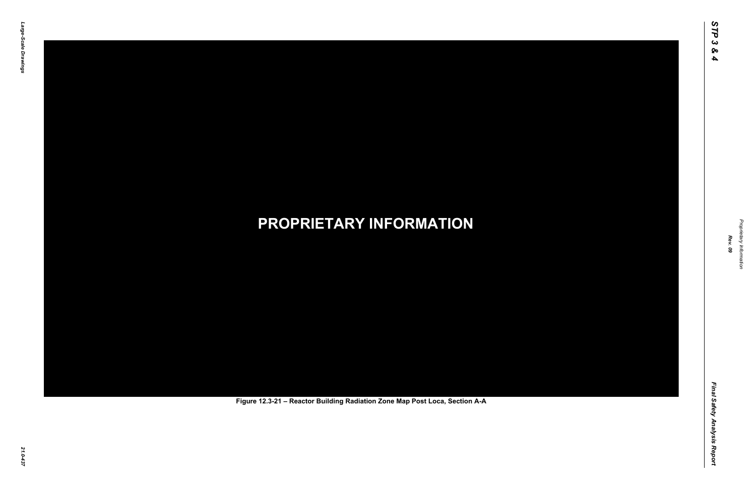**PROPRIETARY INFORMATION**

Figure 12.3-21 – Reactor Building Radiation Zone Map Post Loca, Section A-A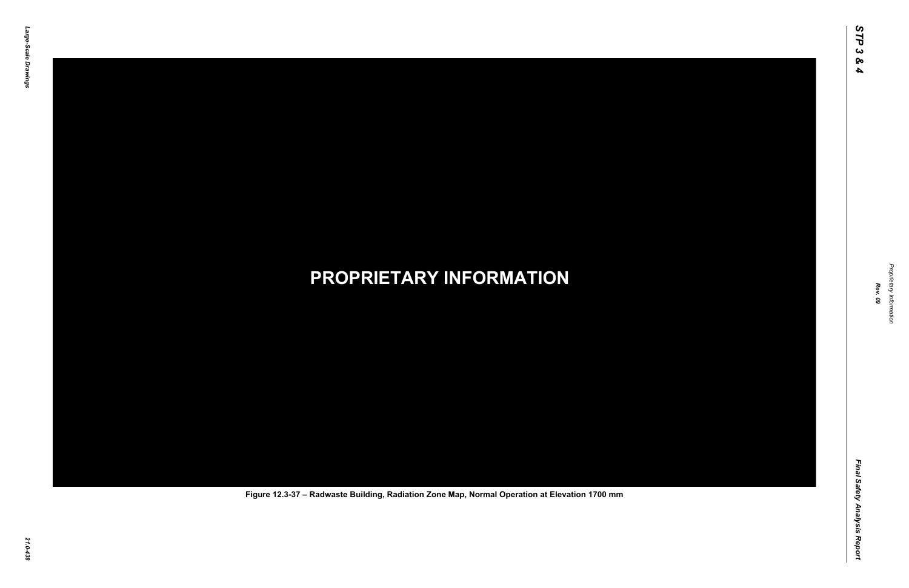**PROPRIETARY INFORMATION**

Figure 12.3-37 – Radwaste Building, Radiation Zone Map, Normal Operation at Elevation 1700 mm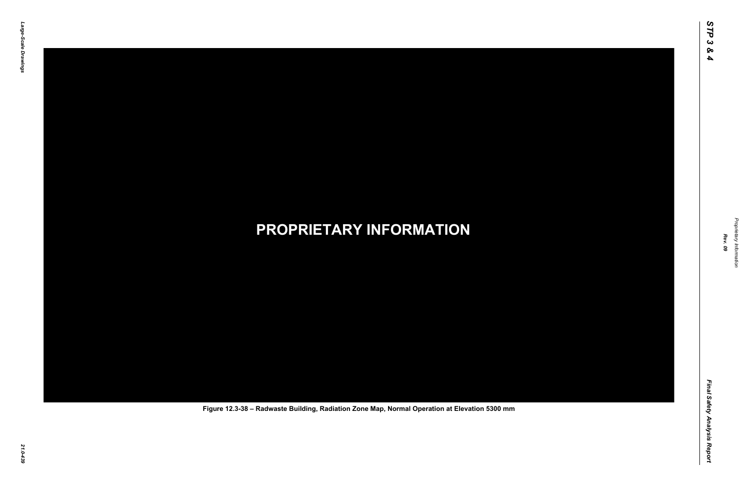**PROPRIETARY INFORMATION**

Figure 12.3-38 – Radwaste Building, Radiation Zone Map, Normal Operation at Elevation 5300 mm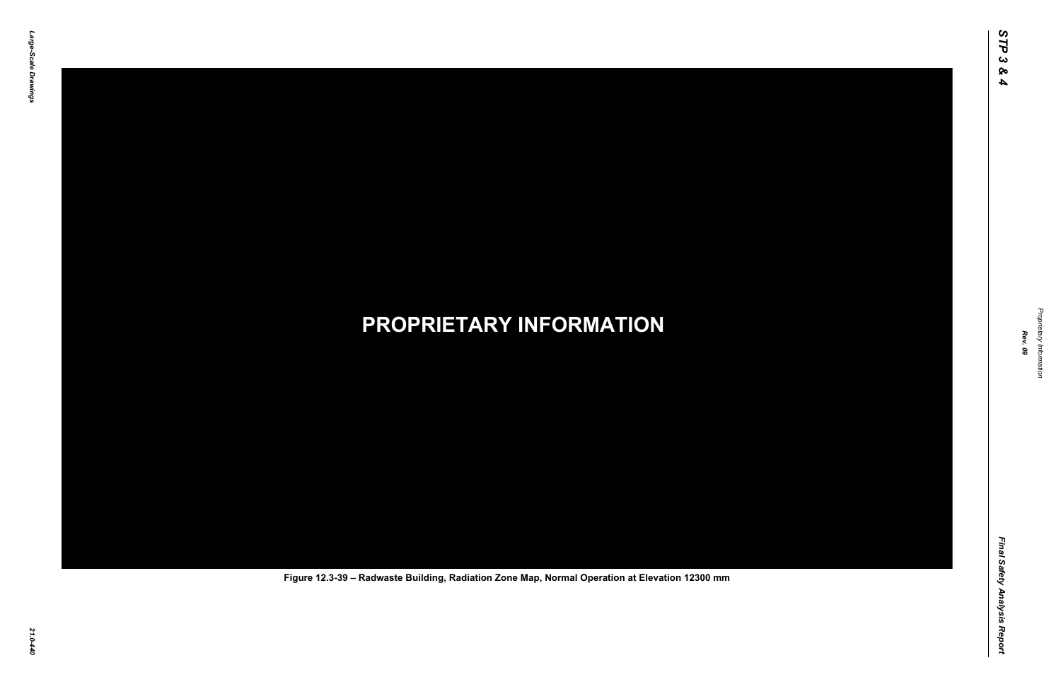PROPRIETARY INFORMATION

Figure 12.3-39 – Radwaste Building, Radiation Zone Map, Normal Operation at Elevation 12300 mm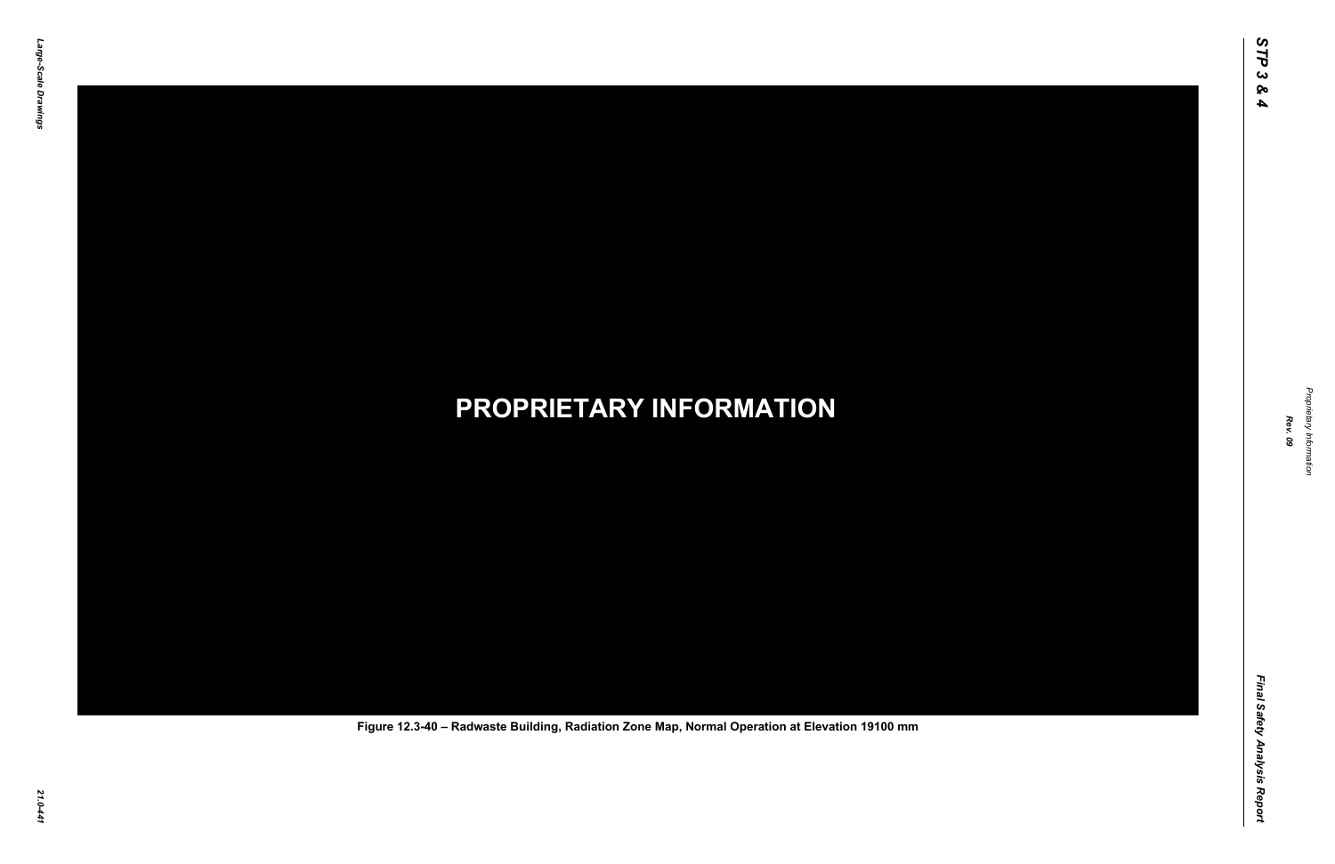PROPRIETARY INFORMATION

Figure 12.3-40 – Radwaste Building, Radiation Zone Map, Normal Operation at Elevation 19100 mm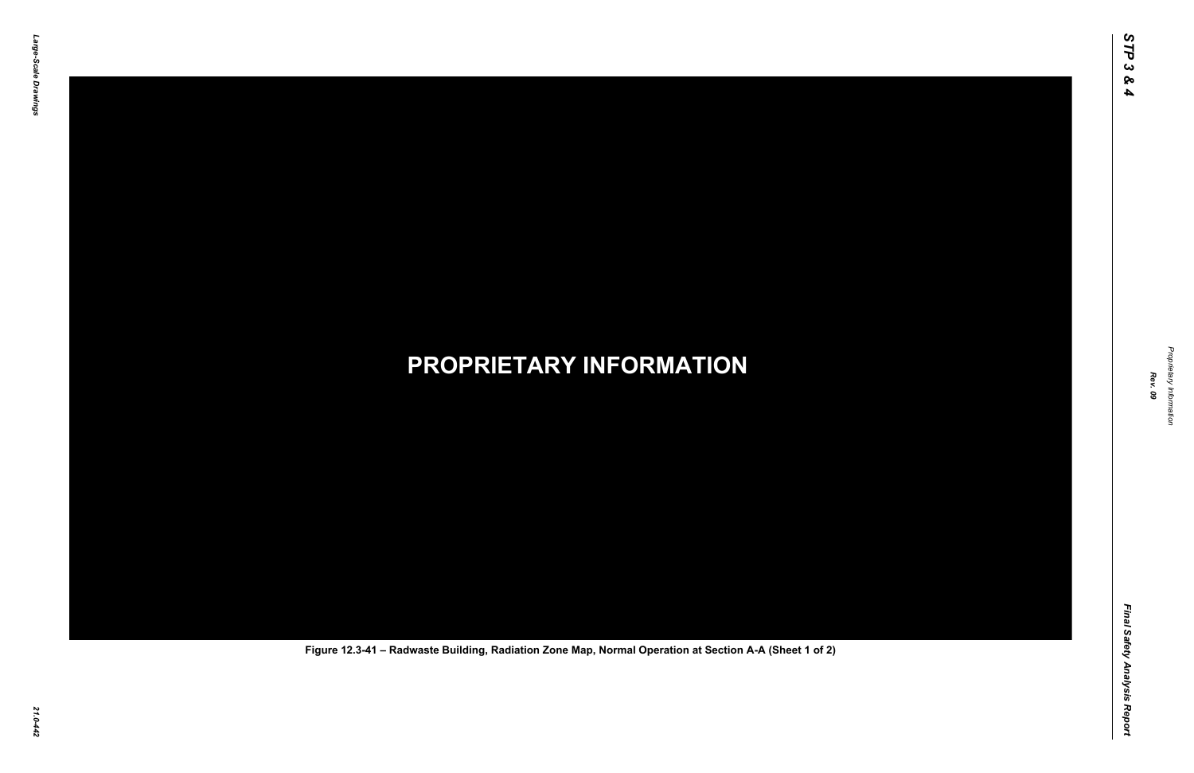PROPRIETARY INFORMATION

Figure 12.3-41 – Radwaste Building, Radiation Zone Map, Normal Operation at Section A-A (Sheet 1 of 2)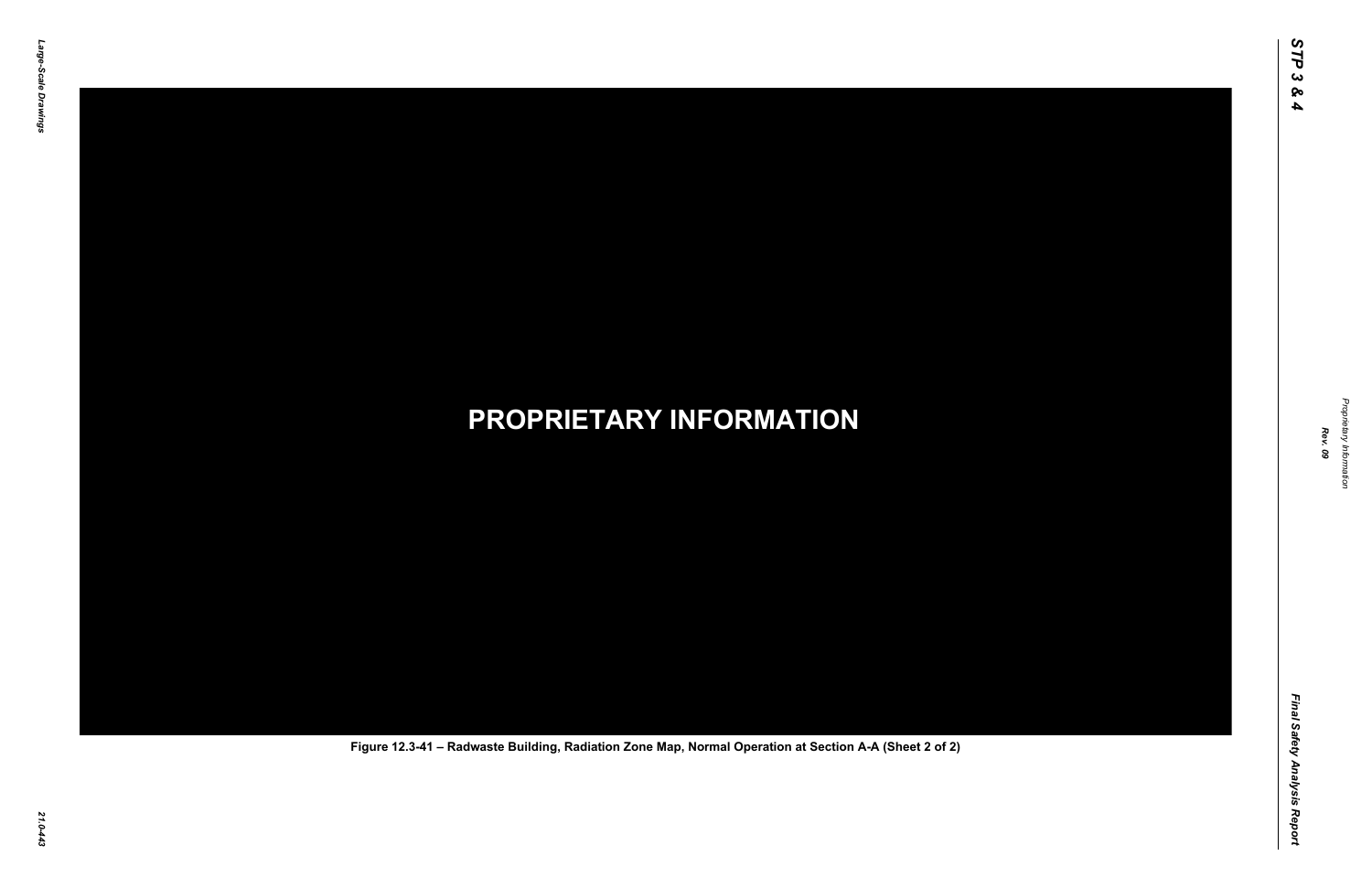**PROPRIETARY INFORMATION**

Figure 12.3-41 – Radwaste Building, Radiation Zone Map, Normal Operation at Section A-A (Sheet 2 of 2)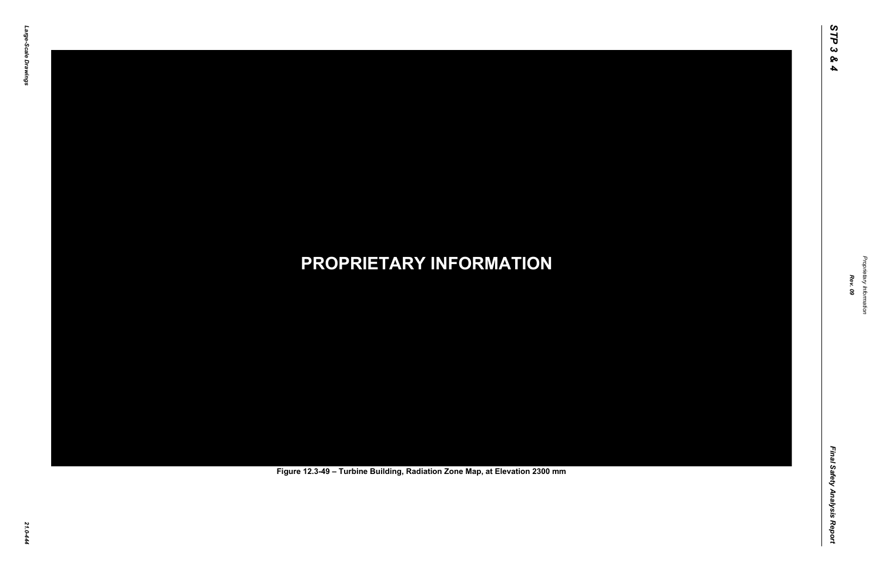PROPRIETARY INFORMATION

Figure 12.3-49 – Turbine Building, Radiation Zone Map, at Elevation 2300 mm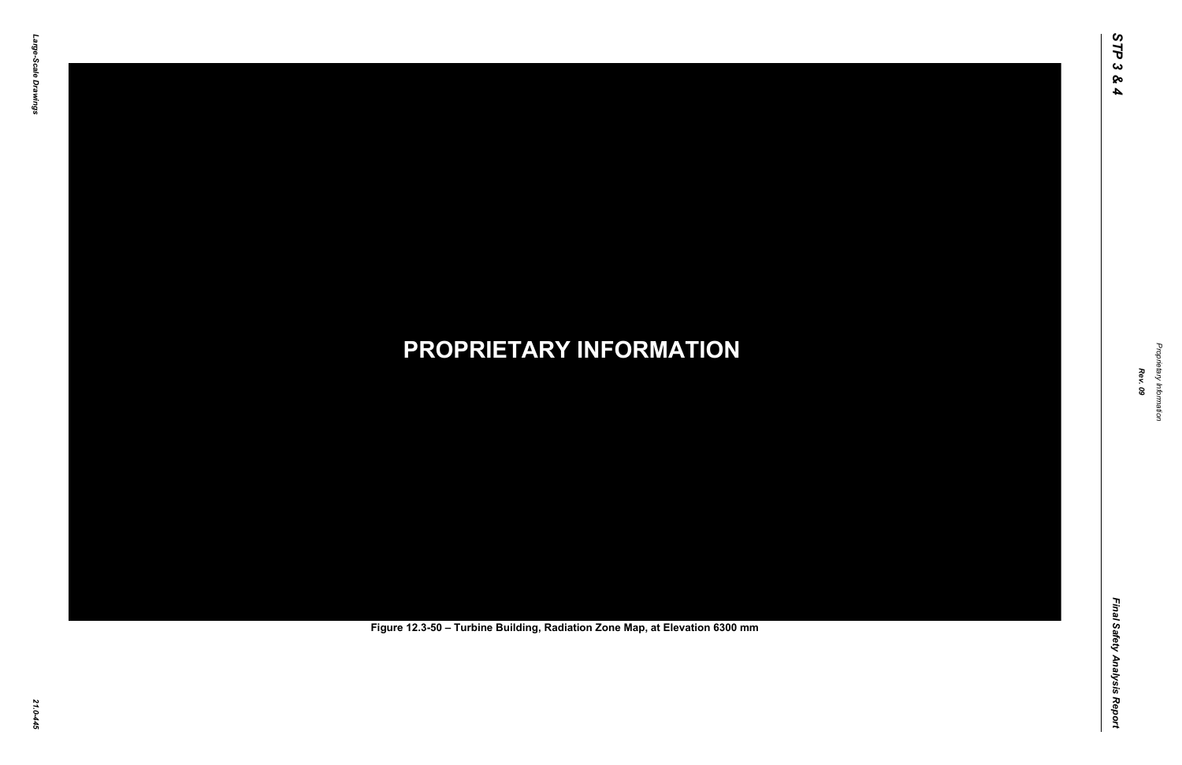**PROPRIETARY INFORMATION**

**Figure 12.3-50 – Turbine Building, Radiation Zone Map, at Elevation 6300 mm**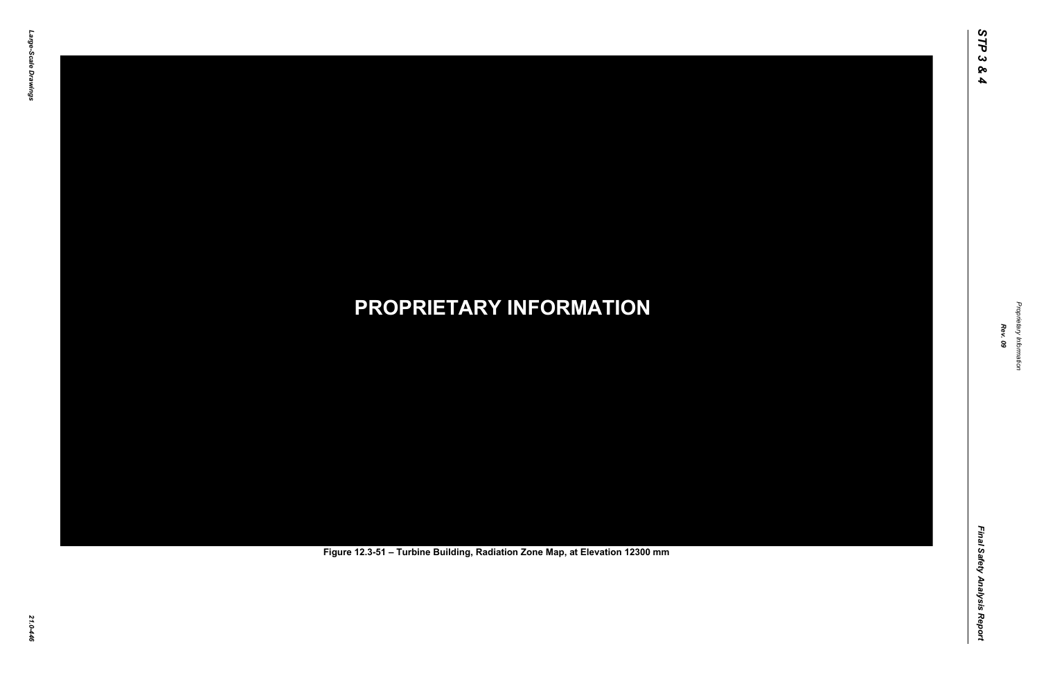**PROPRIETARY INFORMATION**

Figure 12.3-51 – Turbine Building, Radiation Zone Map, at Elevation 12300 mm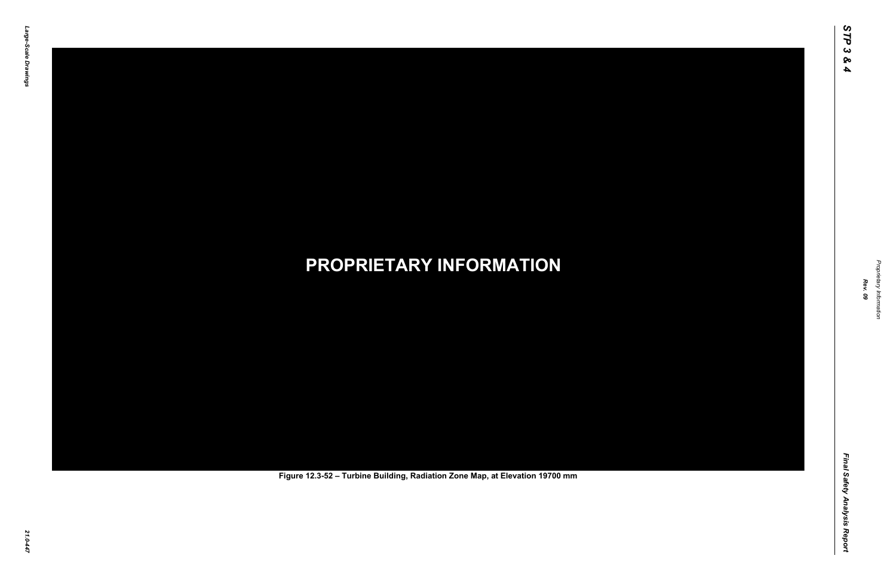**PROPRIETARY INFORMATION**

Figure 12.3-52 – Turbine Building, Radiation Zone Map, at Elevation 19700 mm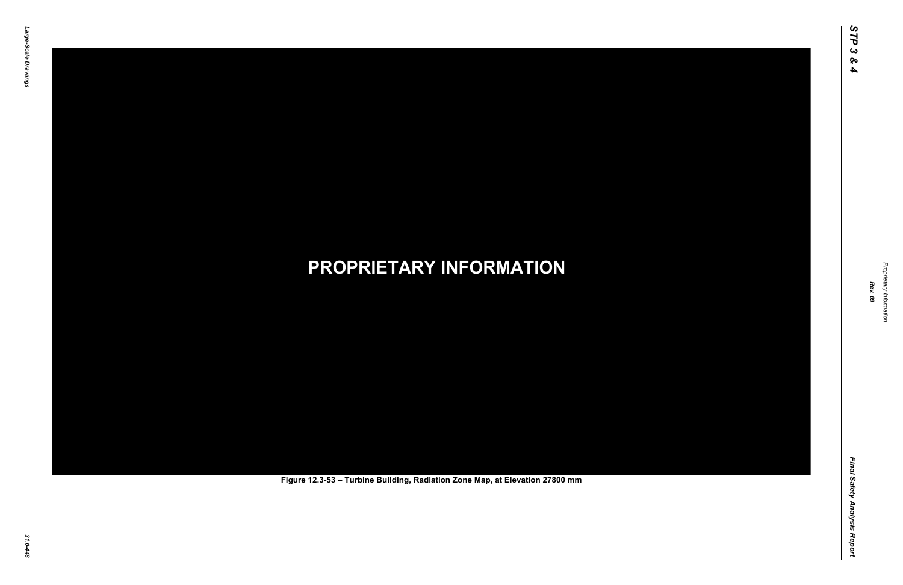**PROPRIETARY INFORMATION**

Figure 12.3-53 – Turbine Building, Radiation Zone Map, at Elevation 27800 mm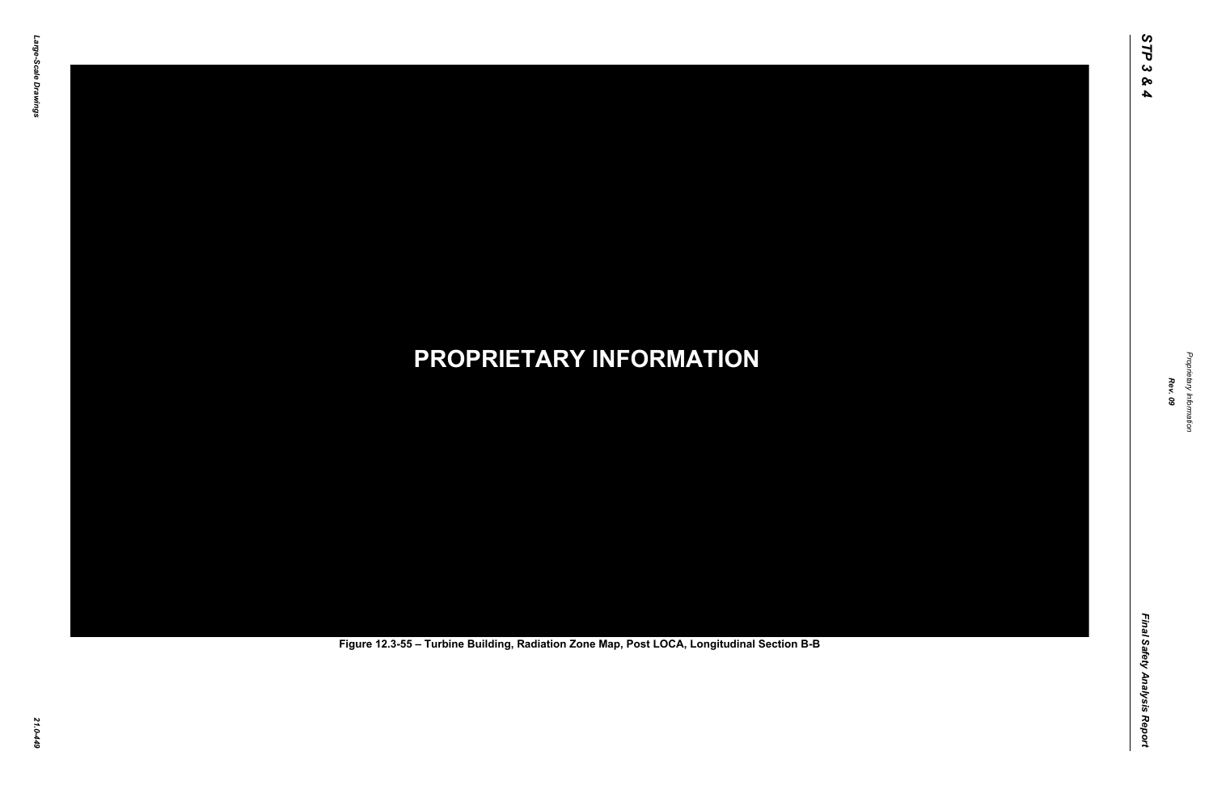**PROPRIETARY INFORMATION**

**Figure 12.3-55 – Turbine Building, Radiation Zone Map, Post LOCA, Longitudinal Section B-B**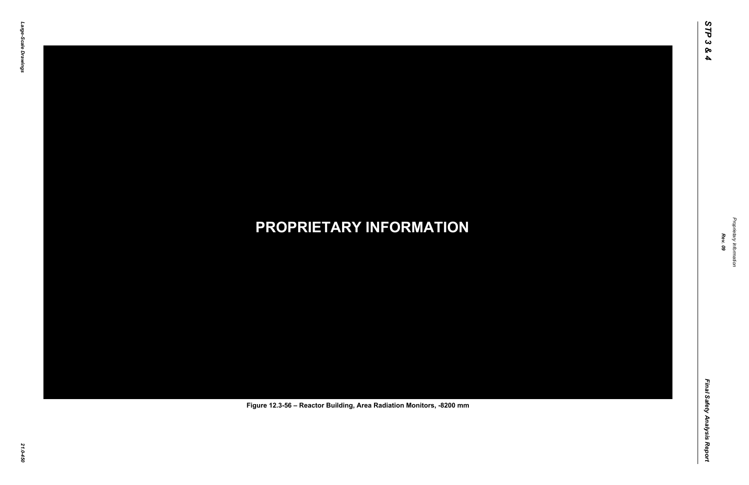**PROPRIETARY INFORMATION**

**Figure 12.3-56 – Reactor Building, Area Radiation Monitors, -8200 mm**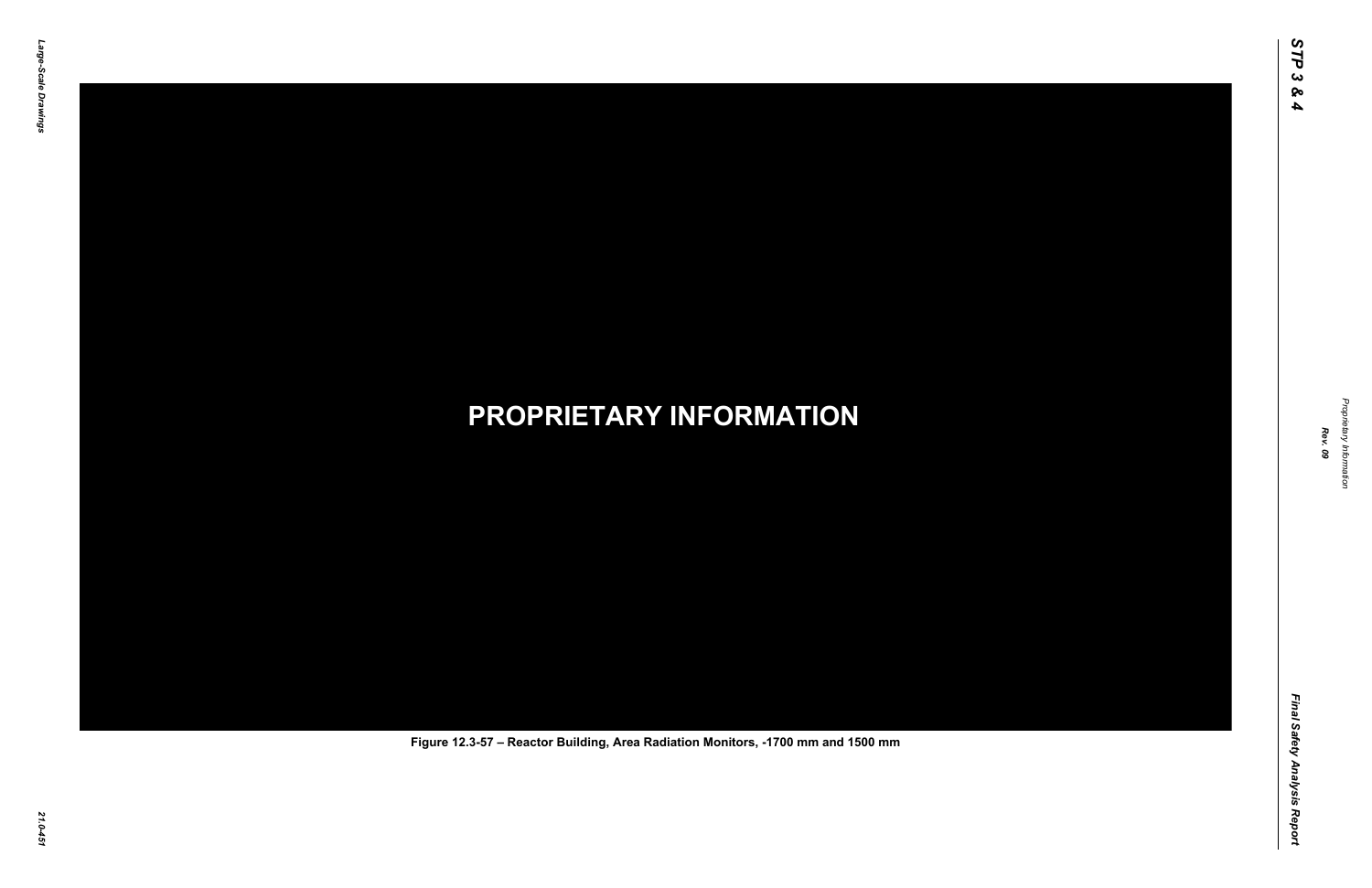**PROPRIETARY INFORMATION**

Figure 12.3-57 – Reactor Building, Area Radiation Monitors, -1700 mm and 1500 mm